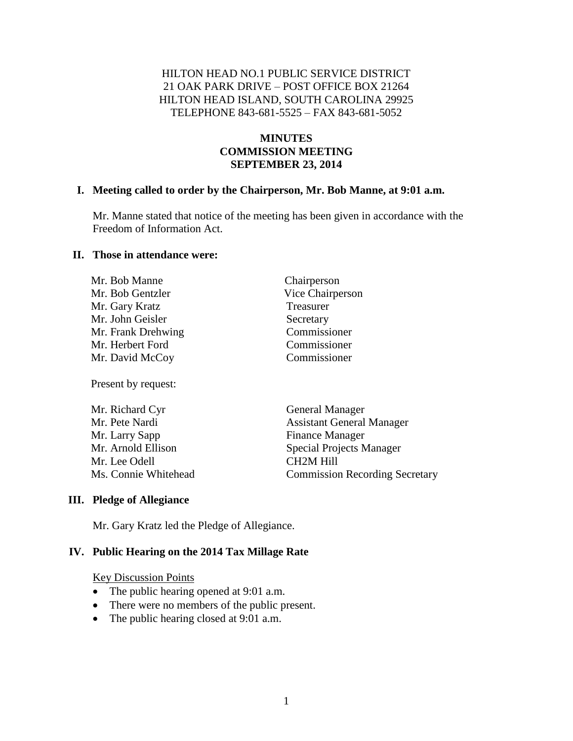HILTON HEAD NO.1 PUBLIC SERVICE DISTRICT
21 OAK PARK DRIVE – POST OFFICE BOX 21264
HILTON HEAD ISLAND, SOUTH CAROLINA 29925
TELEPHONE 843-681-5525 – FAX 843-681-5052

# MINUTES
# COMMISSION MEETING
# SEPTEMBER 23, 2014

## I. Meeting called to order by the Chairperson, Mr. Bob Manne, at 9:01 a.m.

Mr. Manne stated that notice of the meeting has been given in accordance with the Freedom of Information Act.

## II. Those in attendance were:

| | |
|---|---|
| Mr. Bob Manne | Chairperson |
| Mr. Bob Gentzler | Vice Chairperson |
| Mr. Gary Kratz | Treasurer |
| Mr. John Geisler | Secretary |
| Mr. Frank Drehwing | Commissioner |
| Mr. Herbert Ford | Commissioner |
| Mr. David McCoy | Commissioner |

Present by request:

| | |
|---|---|
| Mr. Richard Cyr | General Manager |
| Mr. Pete Nardi | Assistant General Manager |
| Mr. Larry Sapp | Finance Manager |
| Mr. Arnold Ellison | Special Projects Manager |
| Mr. Lee Odell | CH2M Hill |
| Ms. Connie Whitehead | Commission Recording Secretary |

## III. Pledge of Allegiance

Mr. Gary Kratz led the Pledge of Allegiance.

## IV. Public Hearing on the 2014 Tax Millage Rate

Key Discussion Points

- The public hearing opened at 9:01 a.m.
- There were no members of the public present.
- The public hearing closed at 9:01 a.m.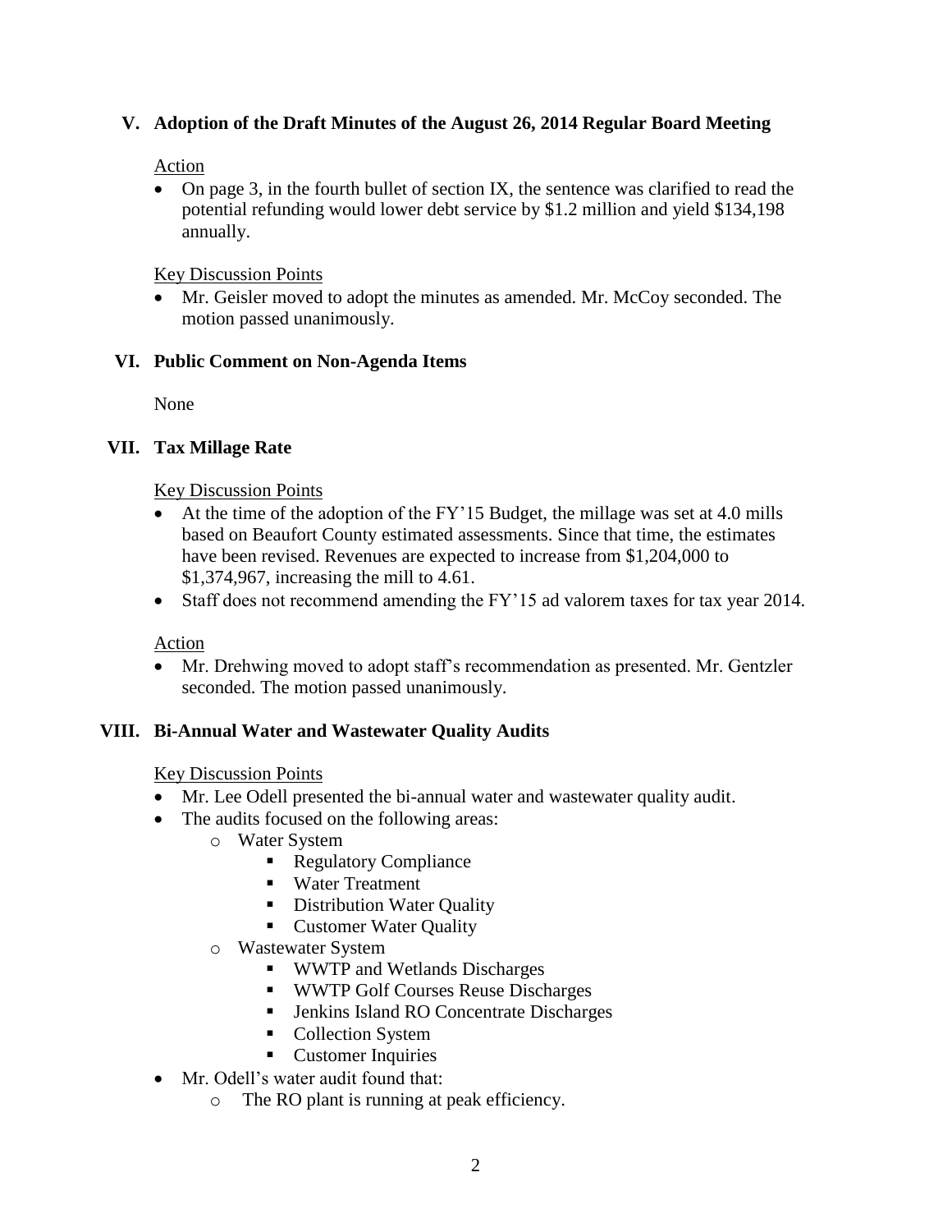## V. Adoption of the Draft Minutes of the August 26, 2014 Regular Board Meeting

Action

- On page 3, in the fourth bullet of section IX, the sentence was clarified to read the potential refunding would lower debt service by $1.2 million and yield $134,198 annually.

Key Discussion Points

- Mr. Geisler moved to adopt the minutes as amended. Mr. McCoy seconded. The motion passed unanimously.

## VI. Public Comment on Non-Agenda Items

None

## VII. Tax Millage Rate

Key Discussion Points

- At the time of the adoption of the FY'15 Budget, the millage was set at 4.0 mills based on Beaufort County estimated assessments. Since that time, the estimates have been revised. Revenues are expected to increase from $1,204,000 to $1,374,967, increasing the mill to 4.61.
- Staff does not recommend amending the FY'15 ad valorem taxes for tax year 2014.

Action

- Mr. Drehwing moved to adopt staff's recommendation as presented. Mr. Gentzler seconded. The motion passed unanimously.

## VIII. Bi-Annual Water and Wastewater Quality Audits

Key Discussion Points

- Mr. Lee Odell presented the bi-annual water and wastewater quality audit.
- The audits focused on the following areas:
  - Water System
    - Regulatory Compliance
    - Water Treatment
    - Distribution Water Quality
    - Customer Water Quality
  - Wastewater System
    - WWTP and Wetlands Discharges
    - WWTP Golf Courses Reuse Discharges
    - Jenkins Island RO Concentrate Discharges
    - Collection System
    - Customer Inquiries
- Mr. Odell's water audit found that:
  - The RO plant is running at peak efficiency.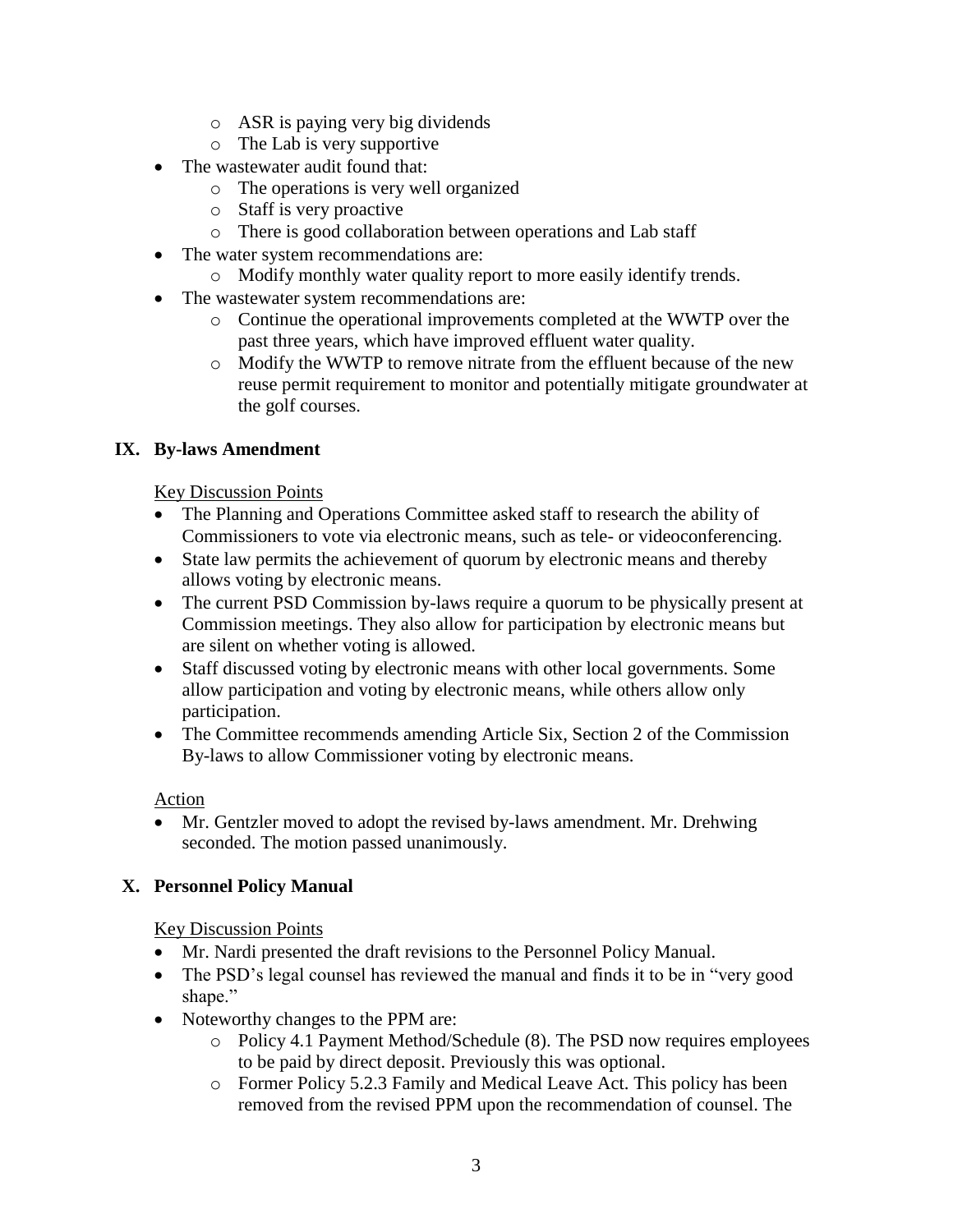- ASR is paying very big dividends
- The Lab is very supportive
- The wastewater audit found that:
    - The operations is very well organized
    - Staff is very proactive
    - There is good collaboration between operations and Lab staff
- The water system recommendations are:
    - Modify monthly water quality report to more easily identify trends.
- The wastewater system recommendations are:
    - Continue the operational improvements completed at the WWTP over the past three years, which have improved effluent water quality.
    - Modify the WWTP to remove nitrate from the effluent because of the new reuse permit requirement to monitor and potentially mitigate groundwater at the golf courses.

## IX. By-laws Amendment

Key Discussion Points

- The Planning and Operations Committee asked staff to research the ability of Commissioners to vote via electronic means, such as tele- or videoconferencing.
- State law permits the achievement of quorum by electronic means and thereby allows voting by electronic means.
- The current PSD Commission by-laws require a quorum to be physically present at Commission meetings. They also allow for participation by electronic means but are silent on whether voting is allowed.
- Staff discussed voting by electronic means with other local governments. Some allow participation and voting by electronic means, while others allow only participation.
- The Committee recommends amending Article Six, Section 2 of the Commission By-laws to allow Commissioner voting by electronic means.

Action

- Mr. Gentzler moved to adopt the revised by-laws amendment. Mr. Drehwing seconded. The motion passed unanimously.

## X. Personnel Policy Manual

Key Discussion Points

- Mr. Nardi presented the draft revisions to the Personnel Policy Manual.
- The PSD's legal counsel has reviewed the manual and finds it to be in "very good shape."
- Noteworthy changes to the PPM are:
    - Policy 4.1 Payment Method/Schedule (8). The PSD now requires employees to be paid by direct deposit. Previously this was optional.
    - Former Policy 5.2.3 Family and Medical Leave Act. This policy has been removed from the revised PPM upon the recommendation of counsel. The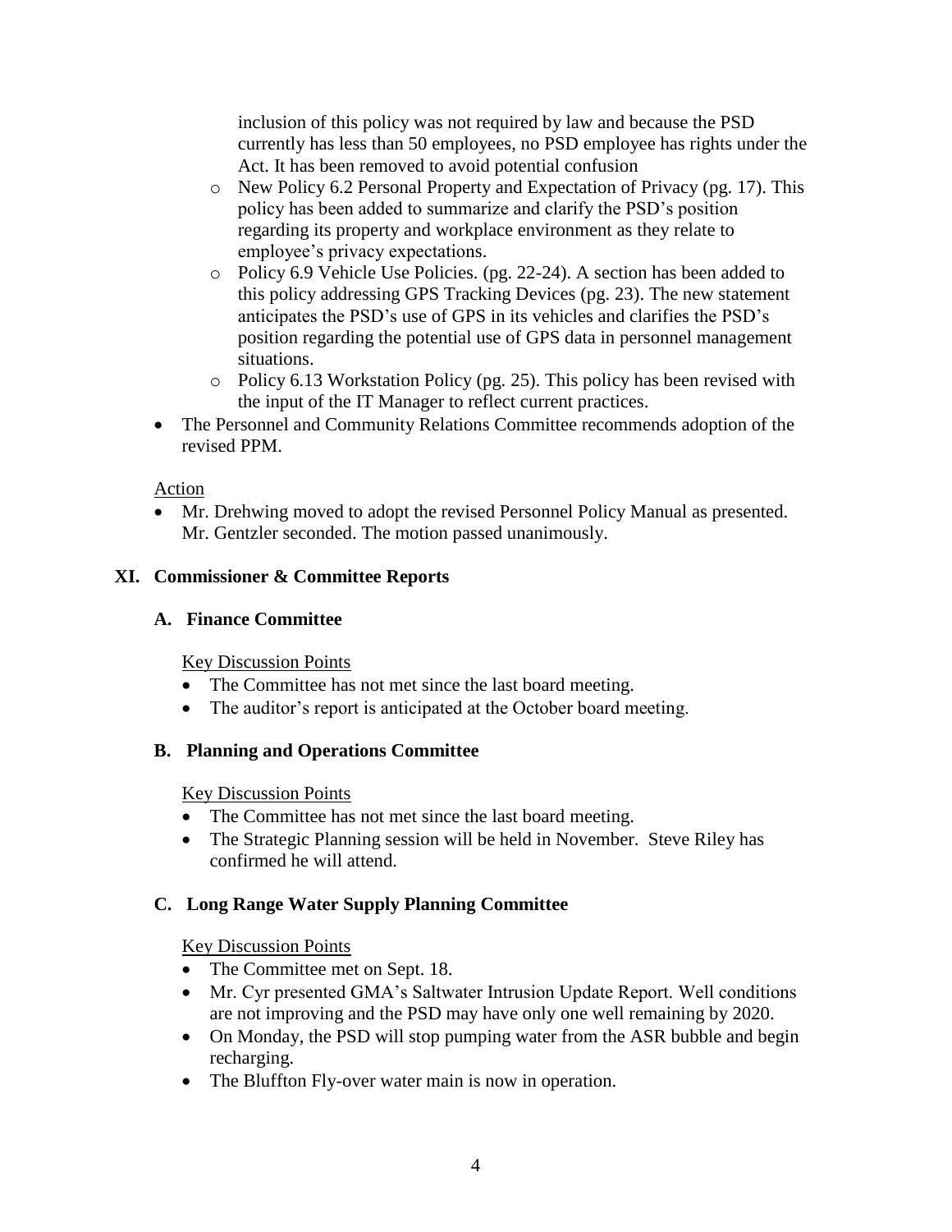inclusion of this policy was not required by law and because the PSD currently has less than 50 employees, no PSD employee has rights under the Act. It has been removed to avoid potential confusion

  - New Policy 6.2 Personal Property and Expectation of Privacy (pg. 17). This policy has been added to summarize and clarify the PSD's position regarding its property and workplace environment as they relate to employee's privacy expectations.
  - Policy 6.9 Vehicle Use Policies. (pg. 22-24). A section has been added to this policy addressing GPS Tracking Devices (pg. 23). The new statement anticipates the PSD's use of GPS in its vehicles and clarifies the PSD's position regarding the potential use of GPS data in personnel management situations.
  - Policy 6.13 Workstation Policy (pg. 25). This policy has been revised with the input of the IT Manager to reflect current practices.
- The Personnel and Community Relations Committee recommends adoption of the revised PPM.

Action

- Mr. Drehwing moved to adopt the revised Personnel Policy Manual as presented. Mr. Gentzler seconded. The motion passed unanimously.

## XI. Commissioner & Committee Reports

### A. Finance Committee

Key Discussion Points

- The Committee has not met since the last board meeting.
- The auditor's report is anticipated at the October board meeting.

### B. Planning and Operations Committee

Key Discussion Points

- The Committee has not met since the last board meeting.
- The Strategic Planning session will be held in November. Steve Riley has confirmed he will attend.

### C. Long Range Water Supply Planning Committee

Key Discussion Points

- The Committee met on Sept. 18.
- Mr. Cyr presented GMA's Saltwater Intrusion Update Report. Well conditions are not improving and the PSD may have only one well remaining by 2020.
- On Monday, the PSD will stop pumping water from the ASR bubble and begin recharging.
- The Bluffton Fly-over water main is now in operation.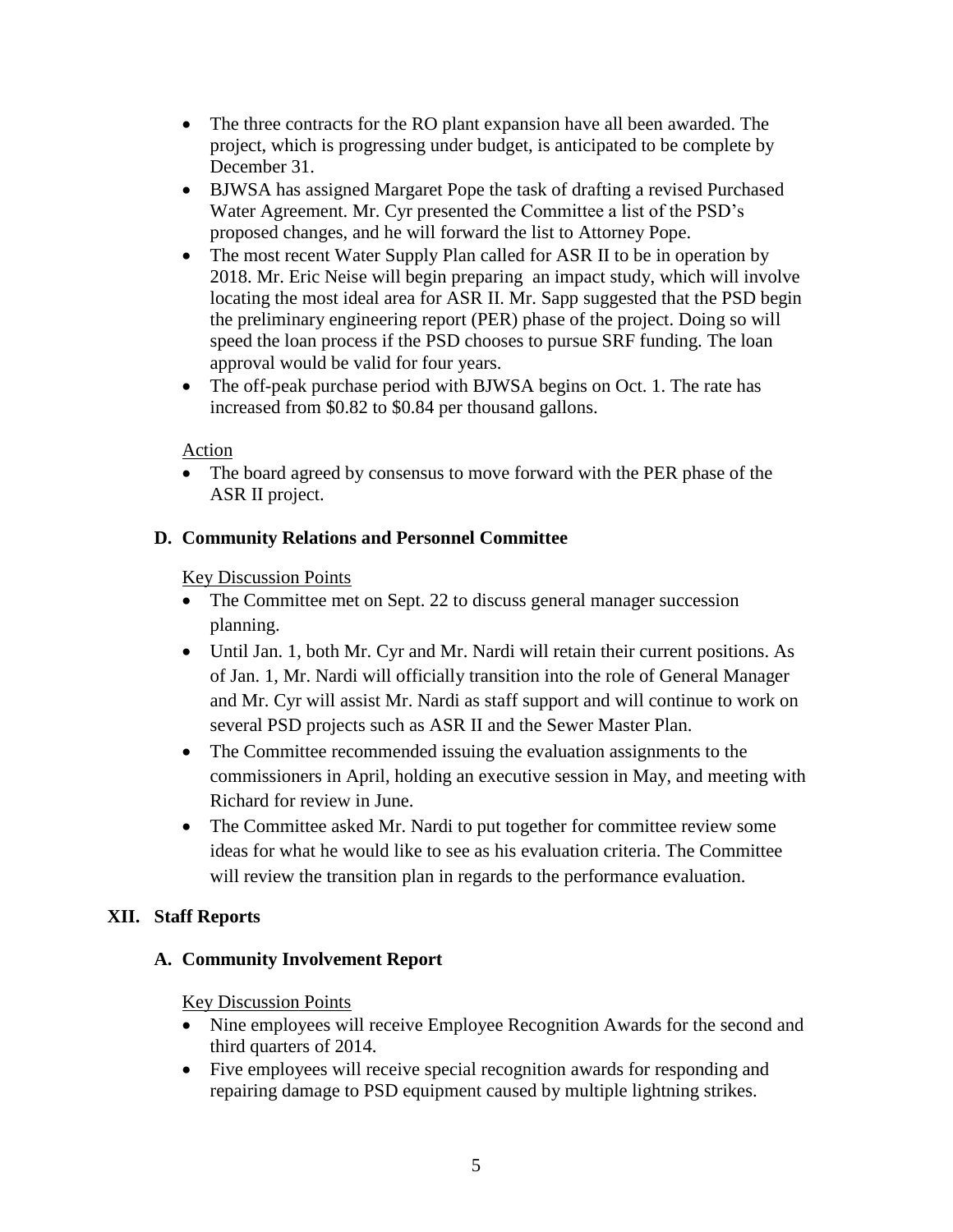- The three contracts for the RO plant expansion have all been awarded. The project, which is progressing under budget, is anticipated to be complete by December 31.
- BJWSA has assigned Margaret Pope the task of drafting a revised Purchased Water Agreement. Mr. Cyr presented the Committee a list of the PSD's proposed changes, and he will forward the list to Attorney Pope.
- The most recent Water Supply Plan called for ASR II to be in operation by 2018. Mr. Eric Neise will begin preparing an impact study, which will involve locating the most ideal area for ASR II. Mr. Sapp suggested that the PSD begin the preliminary engineering report (PER) phase of the project. Doing so will speed the loan process if the PSD chooses to pursue SRF funding. The loan approval would be valid for four years.
- The off-peak purchase period with BJWSA begins on Oct. 1. The rate has increased from $0.82 to $0.84 per thousand gallons.

Action

- The board agreed by consensus to move forward with the PER phase of the ASR II project.

### D. Community Relations and Personnel Committee

Key Discussion Points

- The Committee met on Sept. 22 to discuss general manager succession planning.
- Until Jan. 1, both Mr. Cyr and Mr. Nardi will retain their current positions. As of Jan. 1, Mr. Nardi will officially transition into the role of General Manager and Mr. Cyr will assist Mr. Nardi as staff support and will continue to work on several PSD projects such as ASR II and the Sewer Master Plan.
- The Committee recommended issuing the evaluation assignments to the commissioners in April, holding an executive session in May, and meeting with Richard for review in June.
- The Committee asked Mr. Nardi to put together for committee review some ideas for what he would like to see as his evaluation criteria. The Committee will review the transition plan in regards to the performance evaluation.

## XII. Staff Reports

### A. Community Involvement Report

Key Discussion Points

- Nine employees will receive Employee Recognition Awards for the second and third quarters of 2014.
- Five employees will receive special recognition awards for responding and repairing damage to PSD equipment caused by multiple lightning strikes.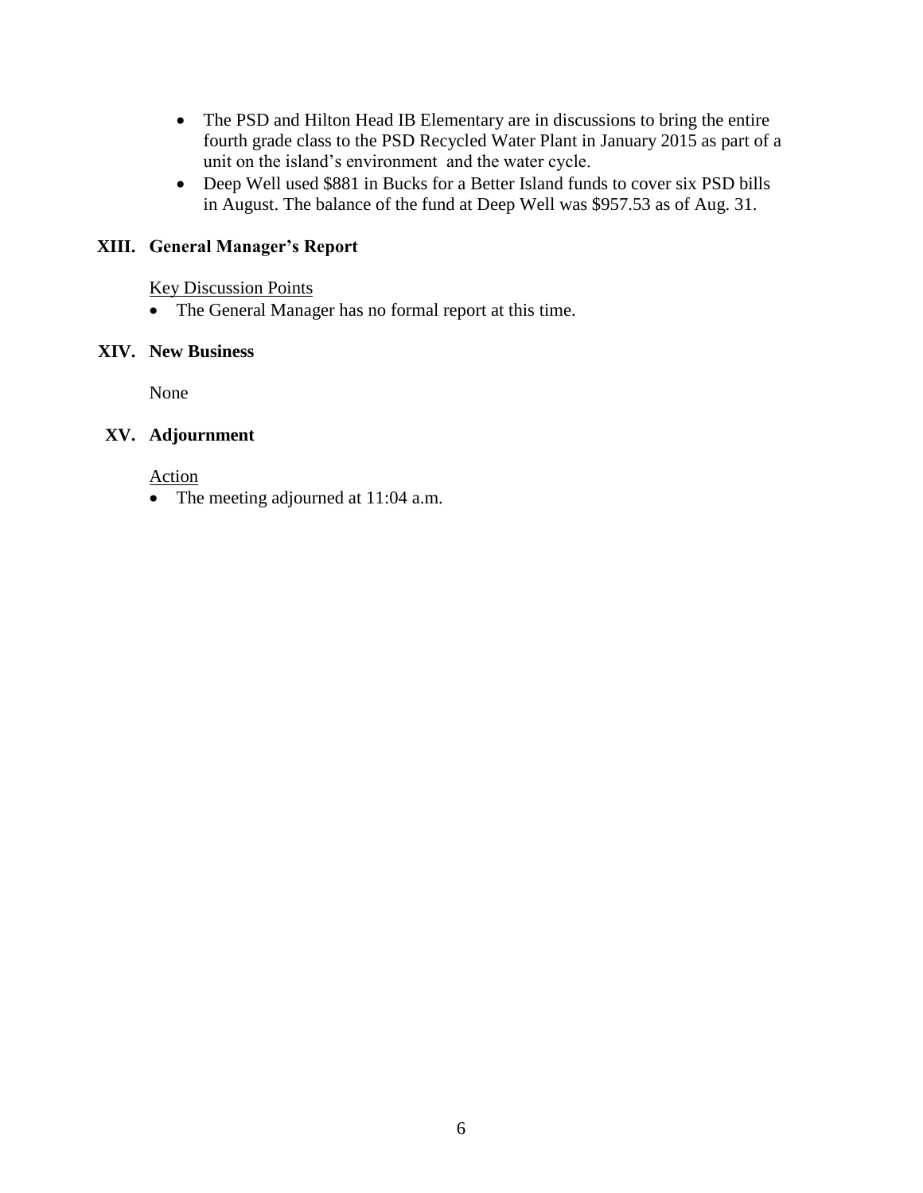- The PSD and Hilton Head IB Elementary are in discussions to bring the entire fourth grade class to the PSD Recycled Water Plant in January 2015 as part of a unit on the island's environment and the water cycle.
- Deep Well used $881 in Bucks for a Better Island funds to cover six PSD bills in August. The balance of the fund at Deep Well was $957.53 as of Aug. 31.

## XIII. General Manager's Report

Key Discussion Points

- The General Manager has no formal report at this time.

## XIV. New Business

None

## XV. Adjournment

Action

- The meeting adjourned at 11:04 a.m.